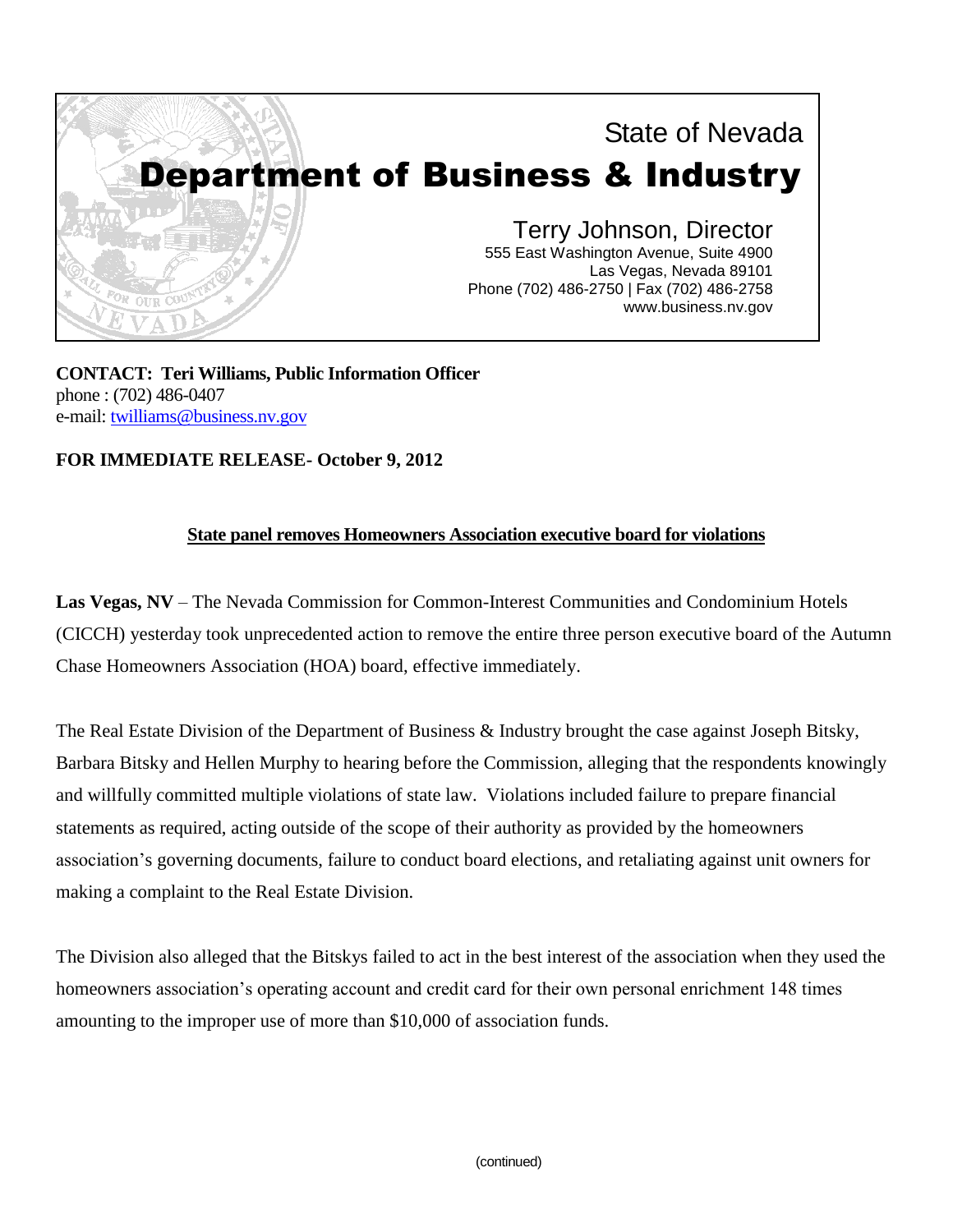State of Nevada

# Department of Business & Industry

Terry Johnson, Director
555 East Washington Avenue, Suite 4900
Las Vegas, Nevada 89101
Phone (702) 486-2750 | Fax (702) 486-2758
www.business.nv.gov

**CONTACT: Teri Williams, Public Information Officer**
phone : (702) 486-0407
e-mail: twilliams@business.nv.gov

**FOR IMMEDIATE RELEASE- October 9, 2012**

## State panel removes Homeowners Association executive board for violations

**Las Vegas, NV** – The Nevada Commission for Common-Interest Communities and Condominium Hotels (CICCH) yesterday took unprecedented action to remove the entire three person executive board of the Autumn Chase Homeowners Association (HOA) board, effective immediately.

The Real Estate Division of the Department of Business & Industry brought the case against Joseph Bitsky, Barbara Bitsky and Hellen Murphy to hearing before the Commission, alleging that the respondents knowingly and willfully committed multiple violations of state law. Violations included failure to prepare financial statements as required, acting outside of the scope of their authority as provided by the homeowners association's governing documents, failure to conduct board elections, and retaliating against unit owners for making a complaint to the Real Estate Division.

The Division also alleged that the Bitskys failed to act in the best interest of the association when they used the homeowners association's operating account and credit card for their own personal enrichment 148 times amounting to the improper use of more than $10,000 of association funds.

(continued)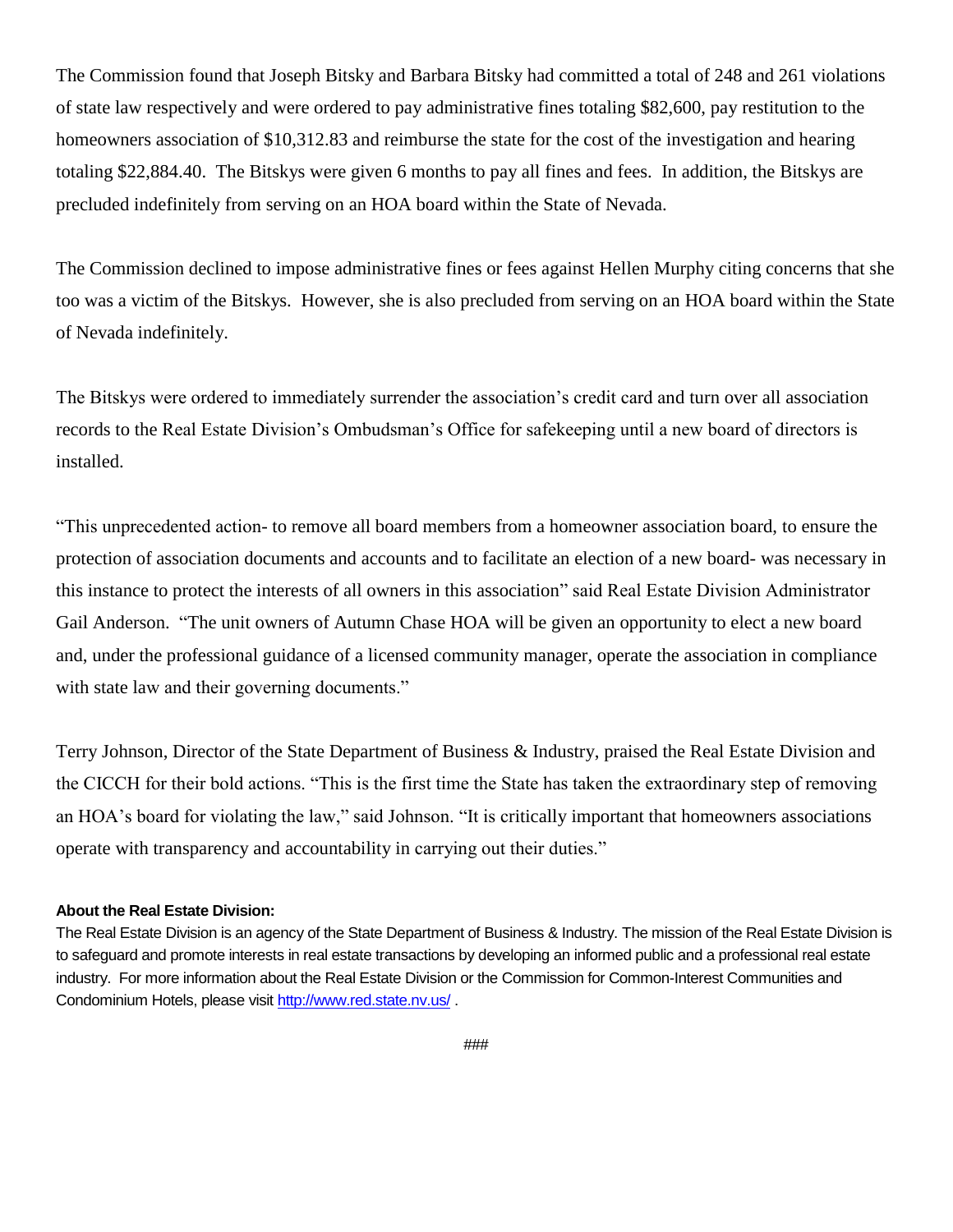The Commission found that Joseph Bitsky and Barbara Bitsky had committed a total of 248 and 261 violations of state law respectively and were ordered to pay administrative fines totaling $82,600, pay restitution to the homeowners association of $10,312.83 and reimburse the state for the cost of the investigation and hearing totaling $22,884.40. The Bitskys were given 6 months to pay all fines and fees. In addition, the Bitskys are precluded indefinitely from serving on an HOA board within the State of Nevada.

The Commission declined to impose administrative fines or fees against Hellen Murphy citing concerns that she too was a victim of the Bitskys. However, she is also precluded from serving on an HOA board within the State of Nevada indefinitely.

The Bitskys were ordered to immediately surrender the association's credit card and turn over all association records to the Real Estate Division's Ombudsman's Office for safekeeping until a new board of directors is installed.

"This unprecedented action- to remove all board members from a homeowner association board, to ensure the protection of association documents and accounts and to facilitate an election of a new board- was necessary in this instance to protect the interests of all owners in this association" said Real Estate Division Administrator Gail Anderson. "The unit owners of Autumn Chase HOA will be given an opportunity to elect a new board and, under the professional guidance of a licensed community manager, operate the association in compliance with state law and their governing documents."

Terry Johnson, Director of the State Department of Business & Industry, praised the Real Estate Division and the CICCH for their bold actions. "This is the first time the State has taken the extraordinary step of removing an HOA's board for violating the law," said Johnson. "It is critically important that homeowners associations operate with transparency and accountability in carrying out their duties."

**About the Real Estate Division:**

The Real Estate Division is an agency of the State Department of Business & Industry. The mission of the Real Estate Division is to safeguard and promote interests in real estate transactions by developing an informed public and a professional real estate industry. For more information about the Real Estate Division or the Commission for Common-Interest Communities and Condominium Hotels, please visit http://www.red.state.nv.us/ .

###